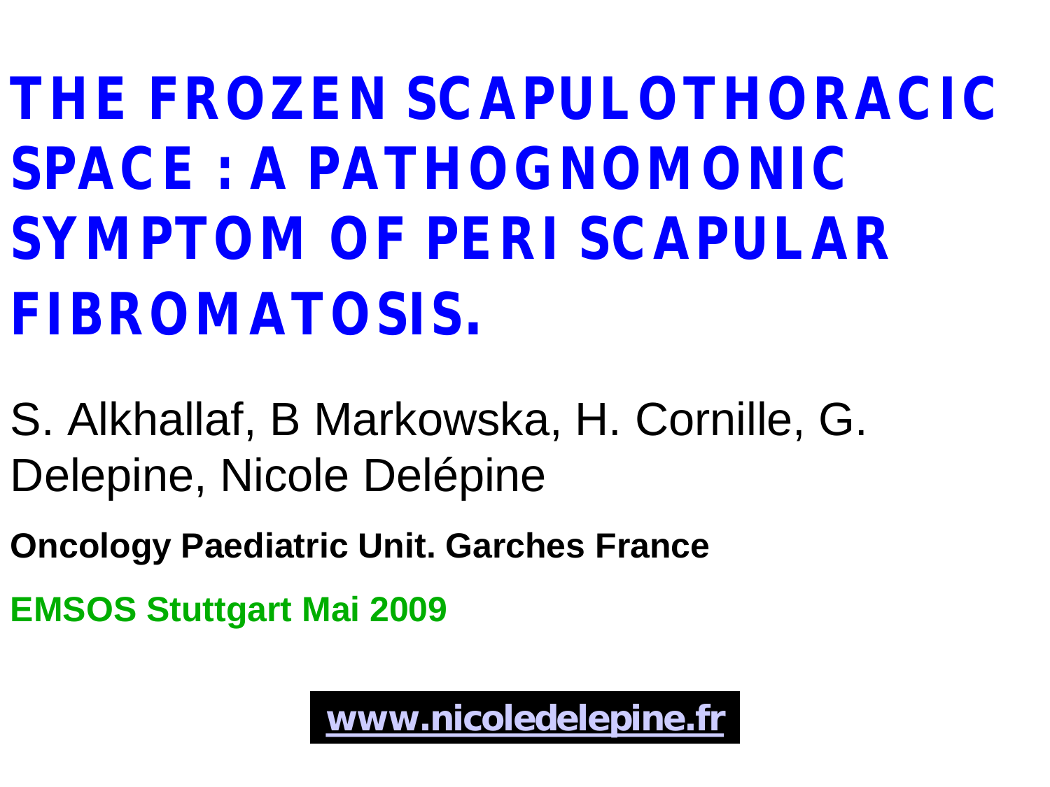# THE FROZEN SCAPULOTHORACIC SPACE : A PATHOGNOMONIC SYMPTOM OF PERI SCAPULAR FIBROMATOSIS.

S. Alkhallaf, B Markowska, H. Cornille, G. Delepine, Nicole Delépine

**Oncology Paediatric Unit. Garches France**

**EMSOS Stuttgart Mai 2009**

**www.nicoledelepine.fr**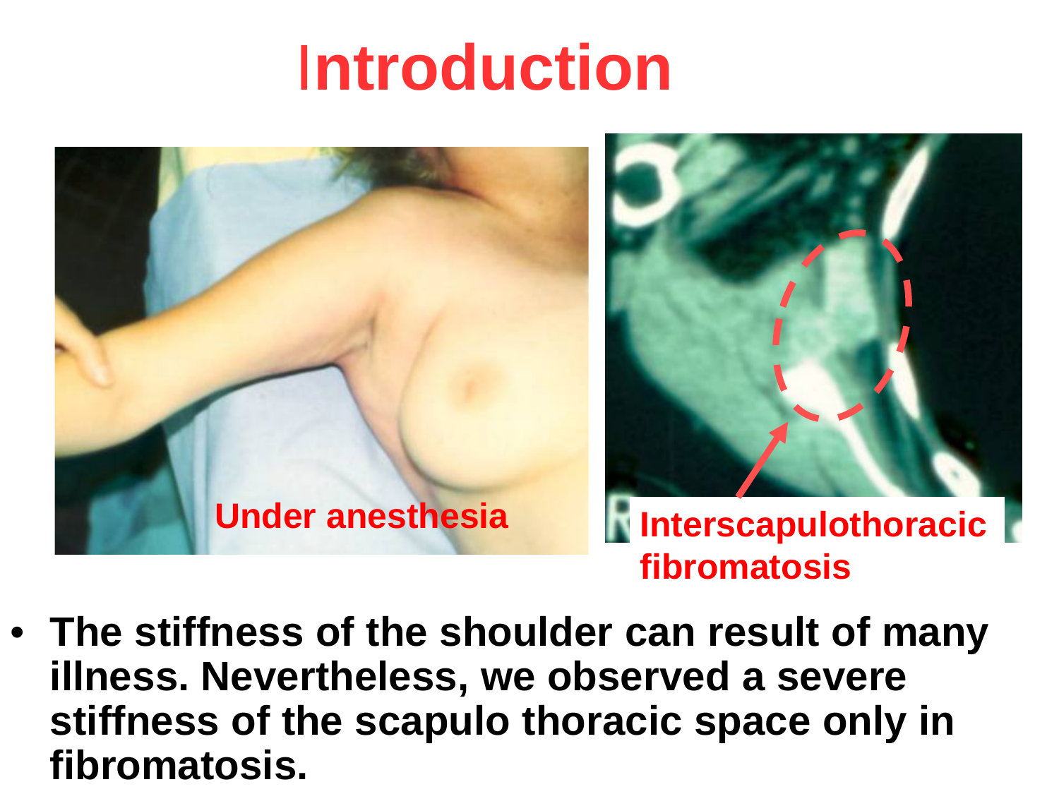# Introduction

Under anesthesia

Interscapulothoracic fibromatosis

- **The stiffness of the shoulder can result of many illness. Nevertheless, we observed a severe stiffness of the scapulo thoracic space only in fibromatosis.**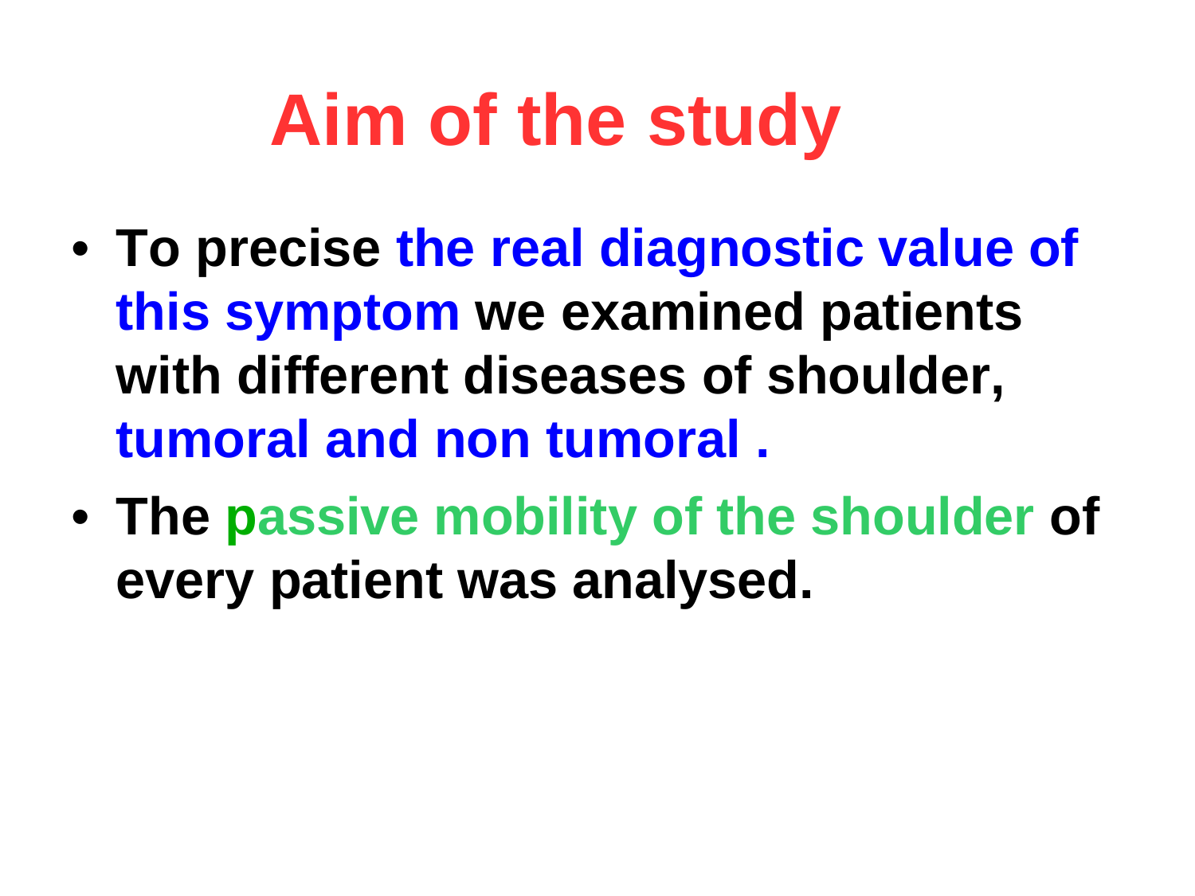# Aim of the study

- To precise the real diagnostic value of this symptom we examined patients with different diseases of shoulder, tumoral and non tumoral .
- The passive mobility of the shoulder of every patient was analysed.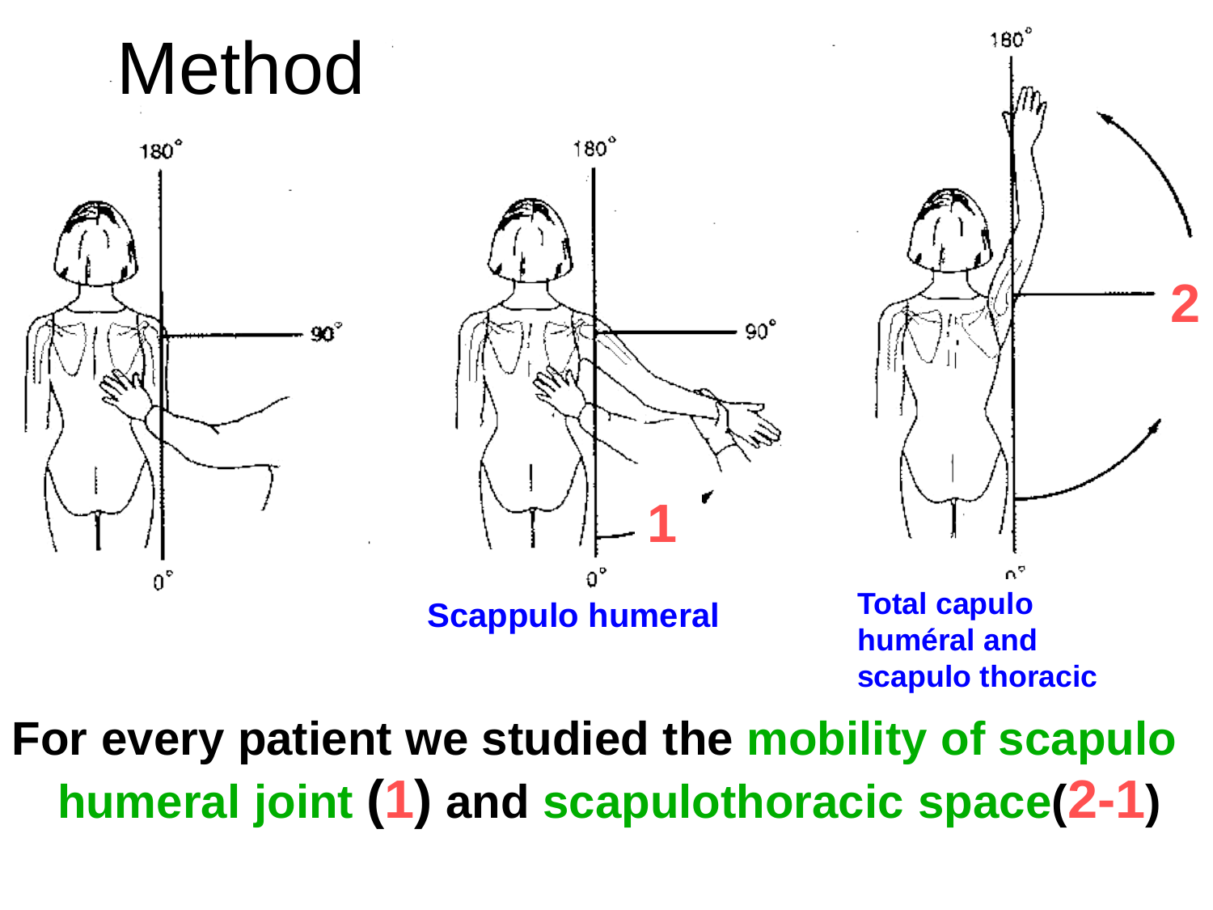# Method

180°

90°

0°

180°

90°

0°

1

**Scappulo humeral**

180°

2

0°

**Total capulo huméral and scapulo thoracic**

**For every patient we studied the mobility of scapulo humeral joint (1) and scapulothoracic space(2-1)**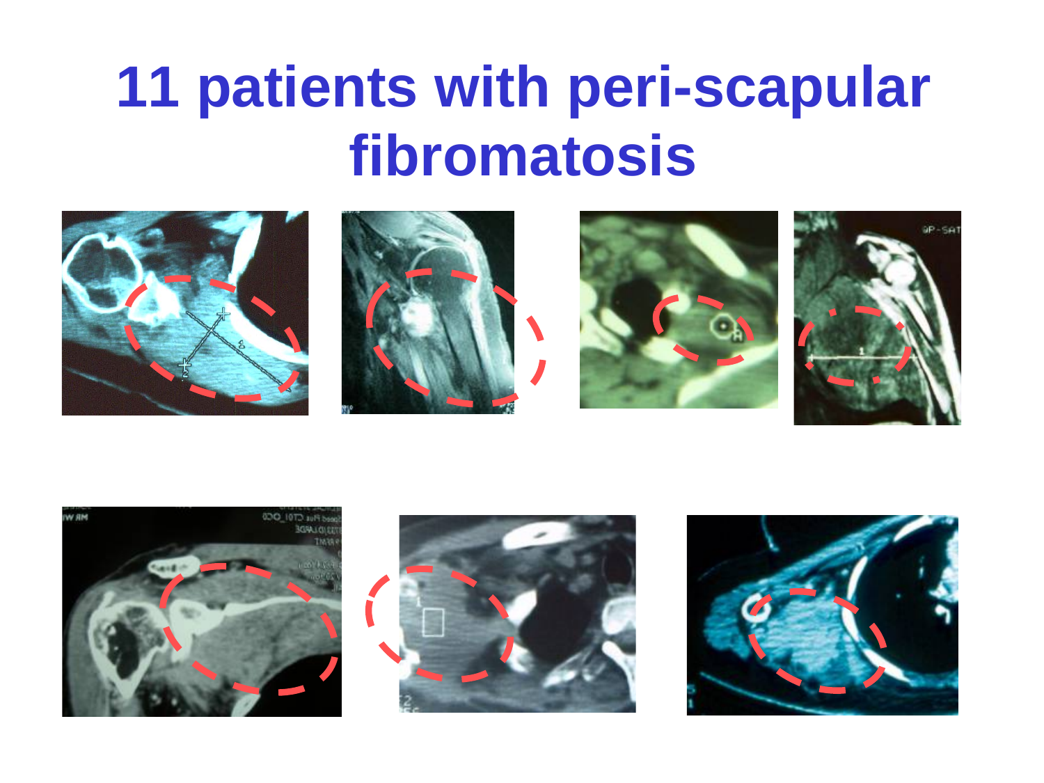# 11 patients with peri-scapular fibromatosis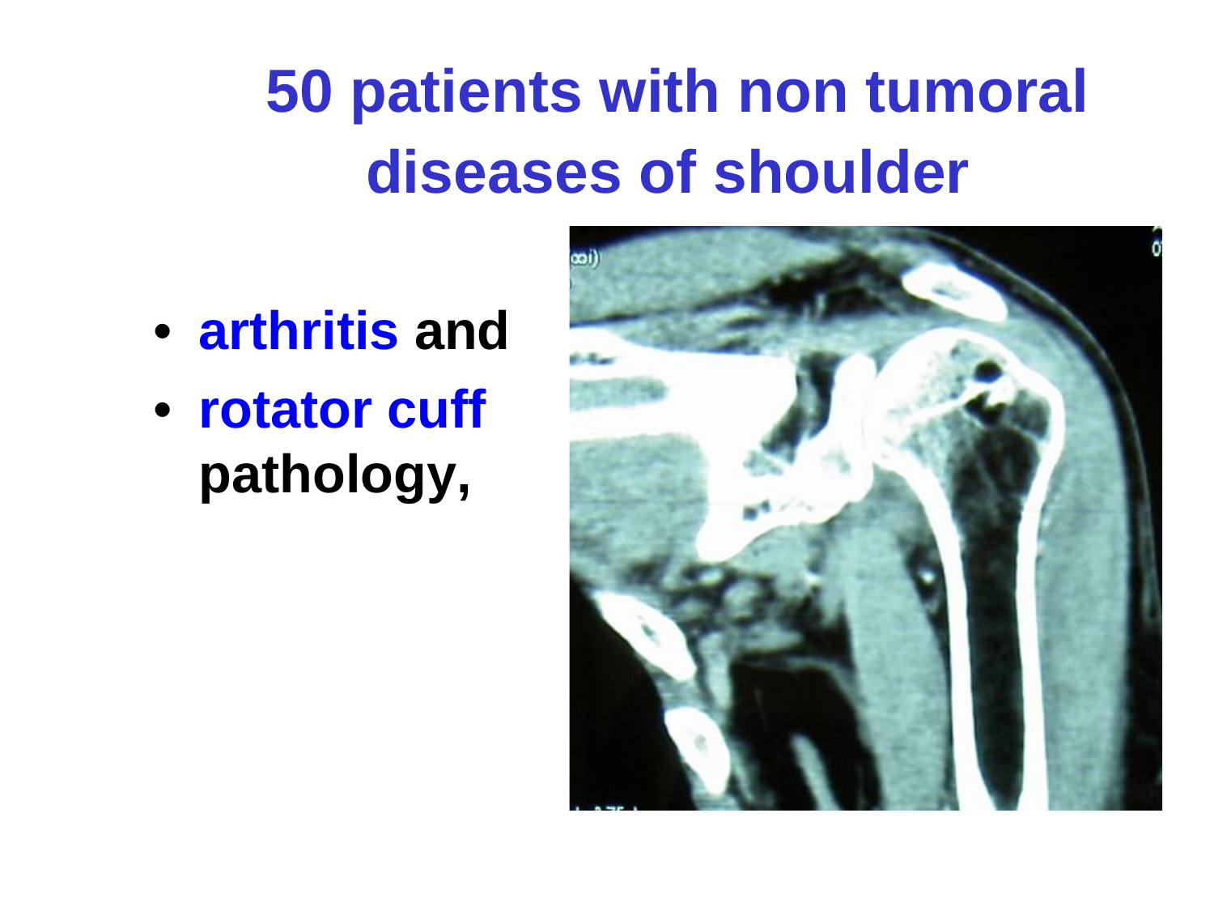# 50 patients with non tumoral diseases of shoulder

- **arthritis and**
- **rotator cuff pathology,**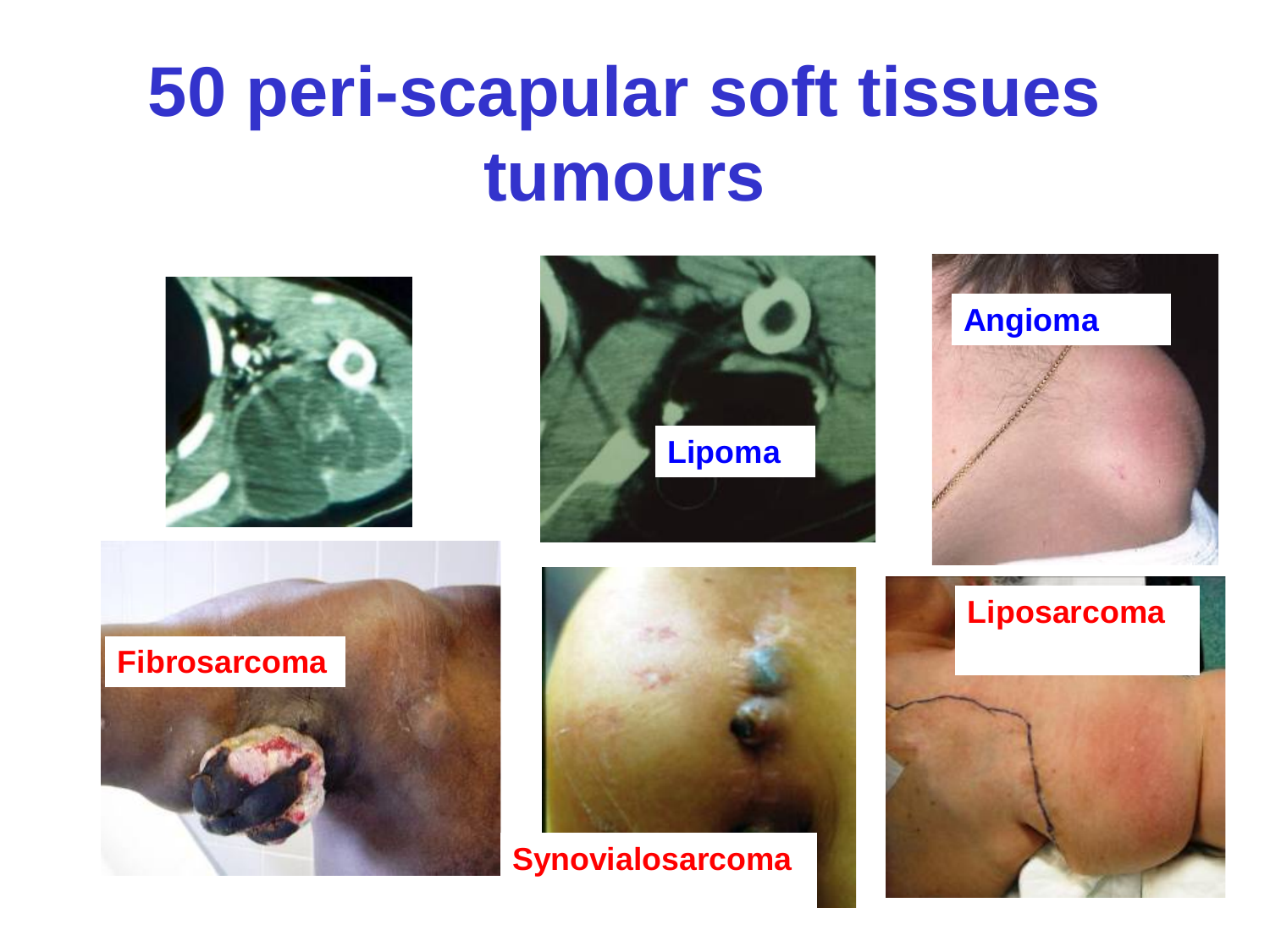# 50 peri-scapular soft tissues tumours

Lipoma

Angioma

Fibrosarcoma

Synovialosarcoma

Liposarcoma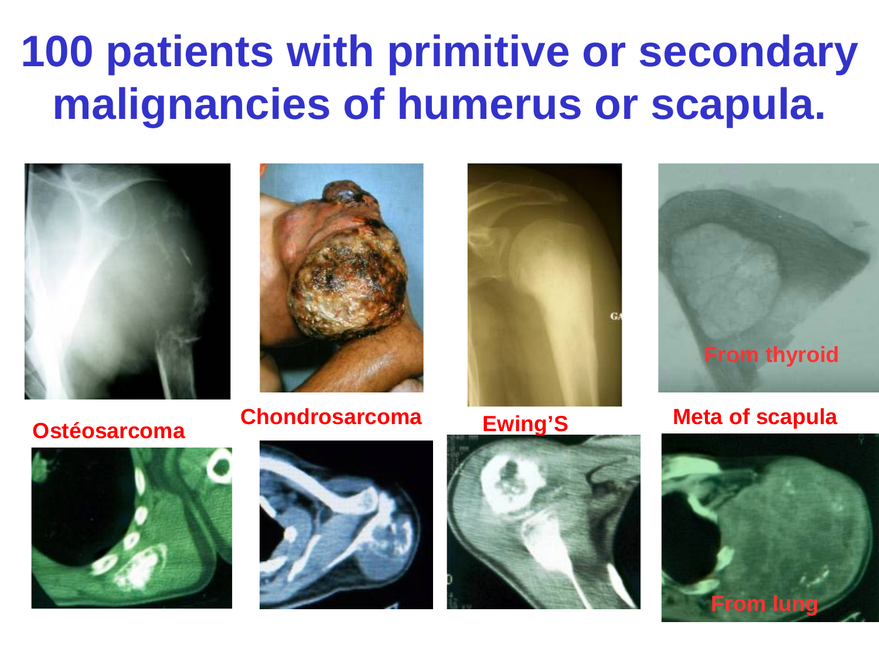# 100 patients with primitive or secondary malignancies of humerus or scapula.

Ostéosarcoma

Chondrosarcoma

Ewing'S

Meta of scapula

From thyroid

From lung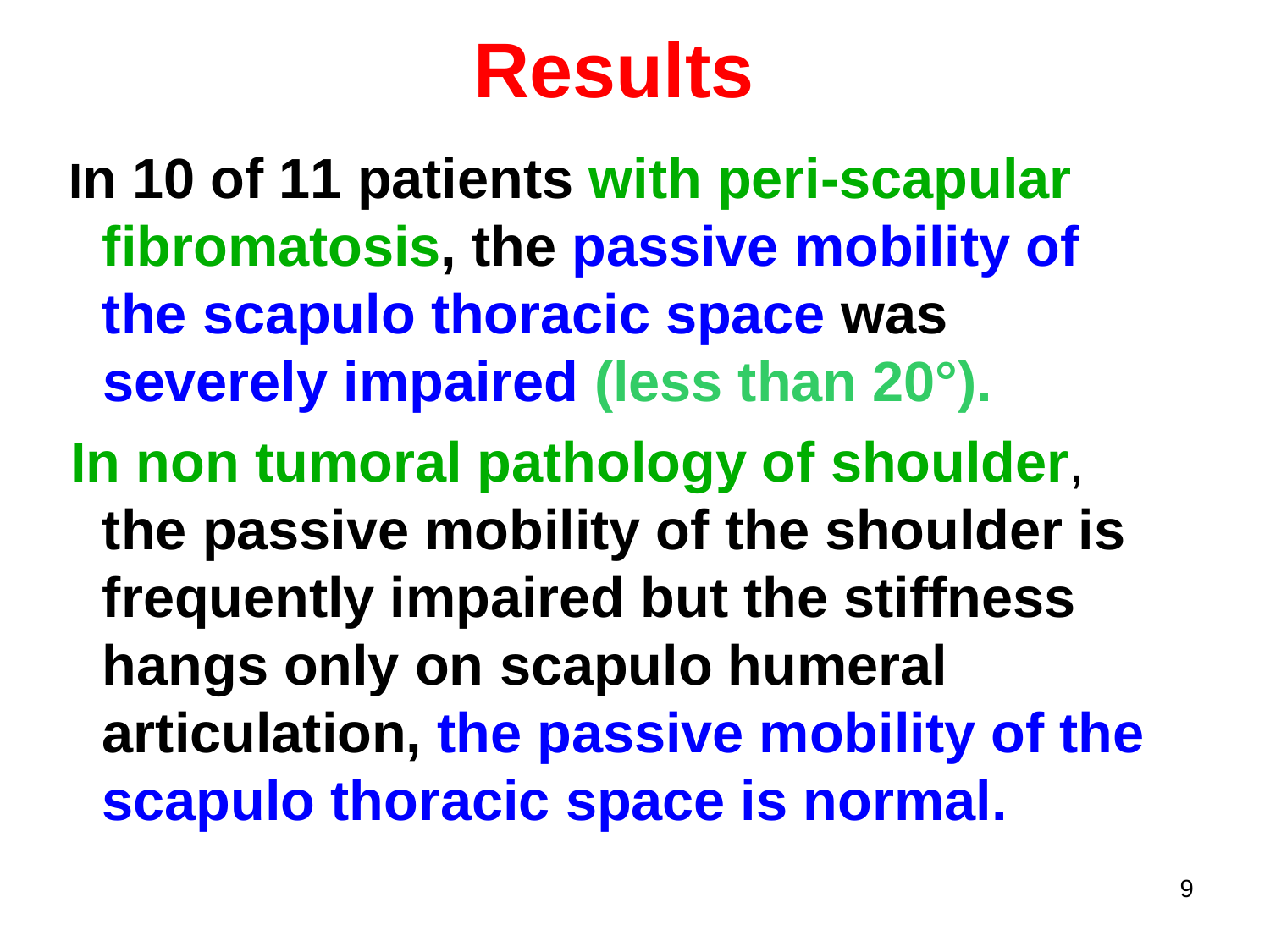# Results

In 10 of 11 patients with peri-scapular fibromatosis, the passive mobility of the scapulo thoracic space was severely impaired (less than 20°).

In non tumoral pathology of shoulder, the passive mobility of the shoulder is frequently impaired but the stiffness hangs only on scapulo humeral articulation, the passive mobility of the scapulo thoracic space is normal.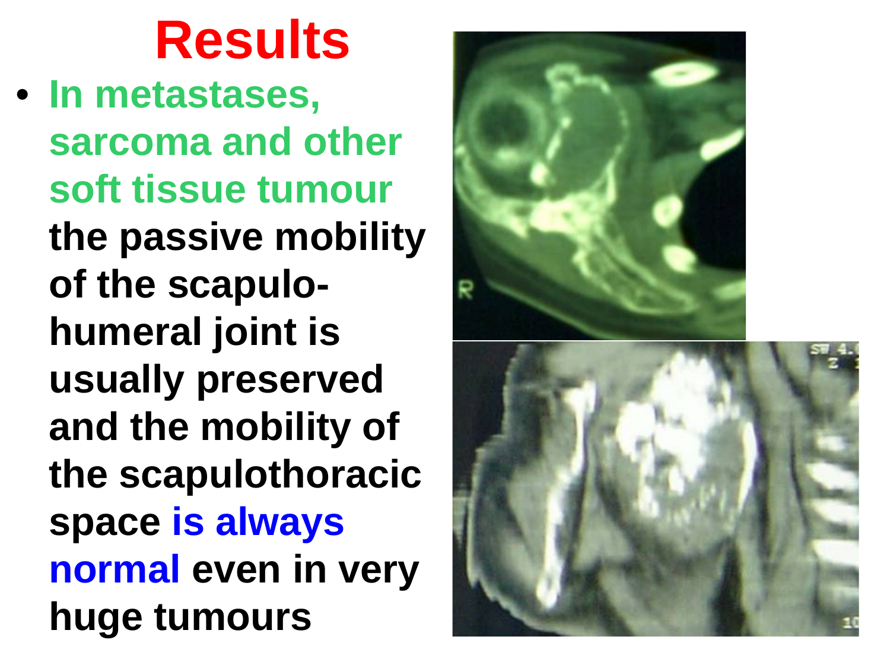# Results

- **In metastases, sarcoma and other soft tissue tumour the passive mobility of the scapulo-humeral joint is usually preserved and the mobility of the scapulothoracic space is always normal even in very huge tumours**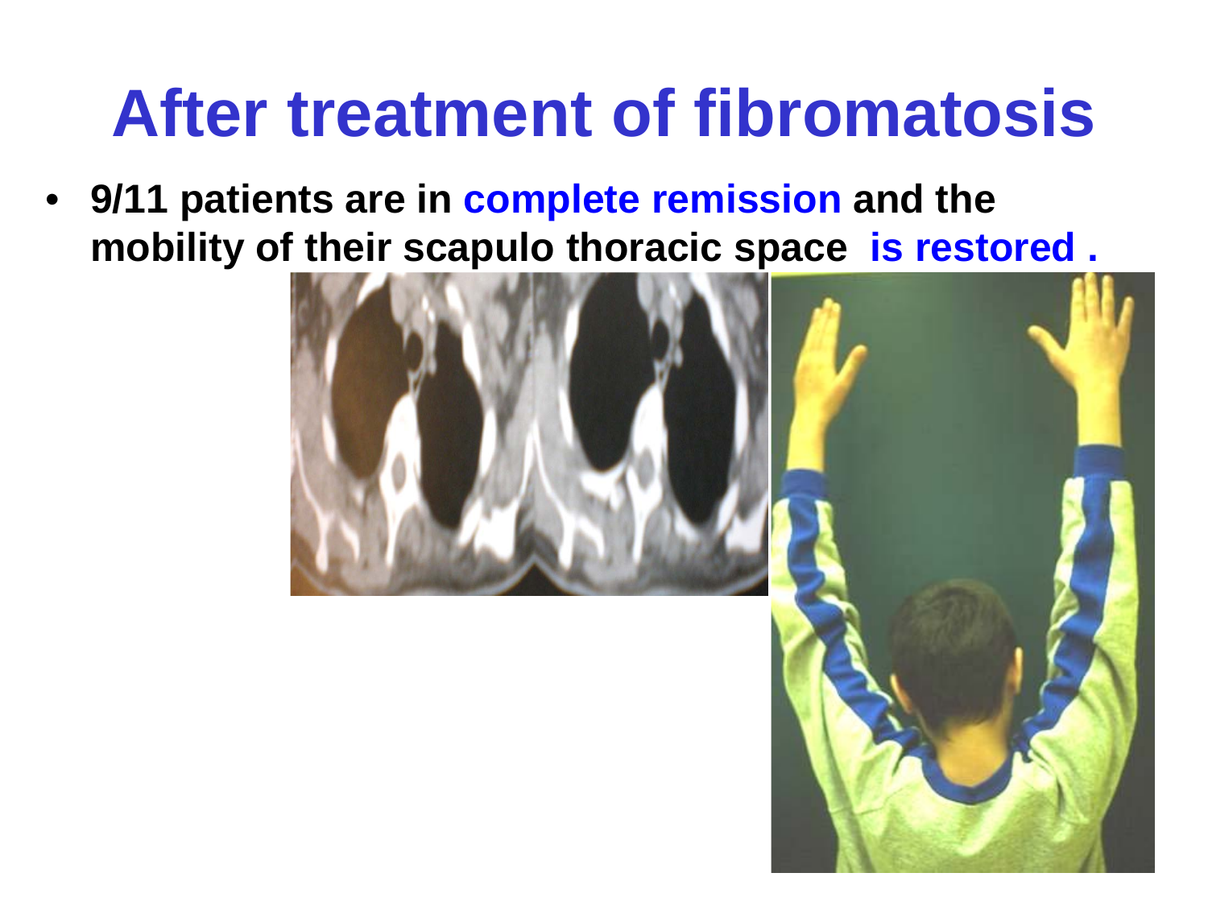# After treatment of fibromatosis

- **9/11 patients are in complete remission and the mobility of their scapulo thoracic space is restored .**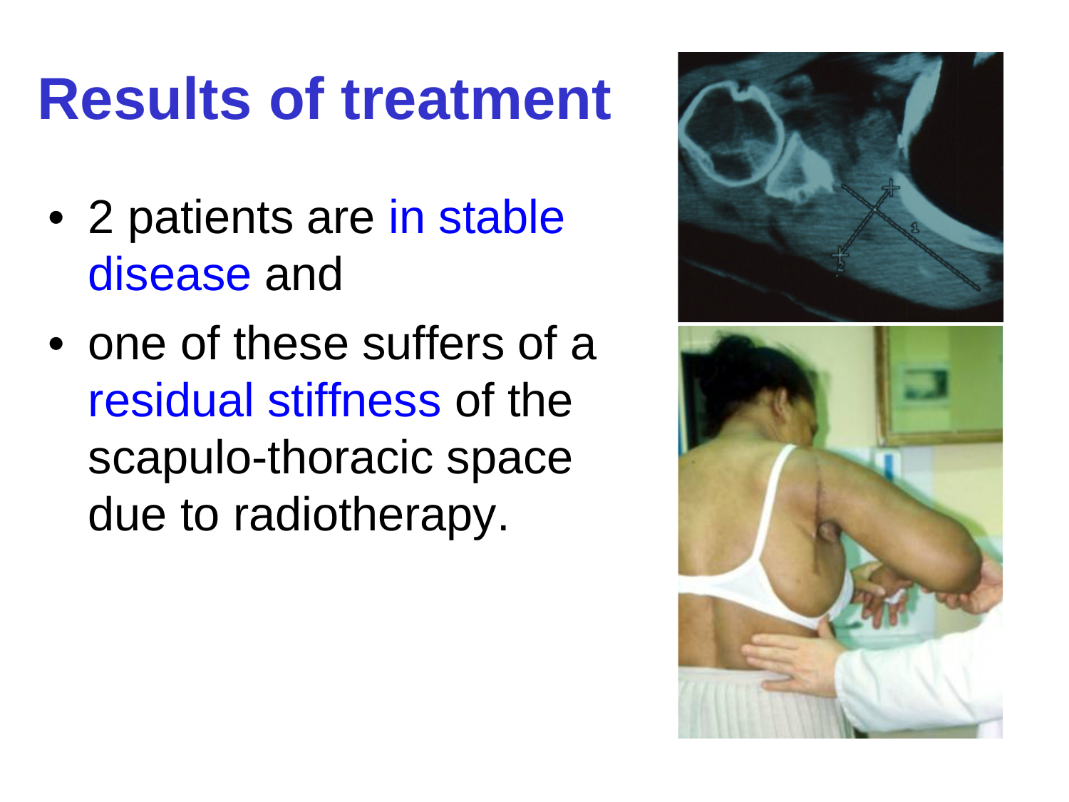# Results of treatment

- 2 patients are in stable disease and
- one of these suffers of a residual stiffness of the scapulo-thoracic space due to radiotherapy.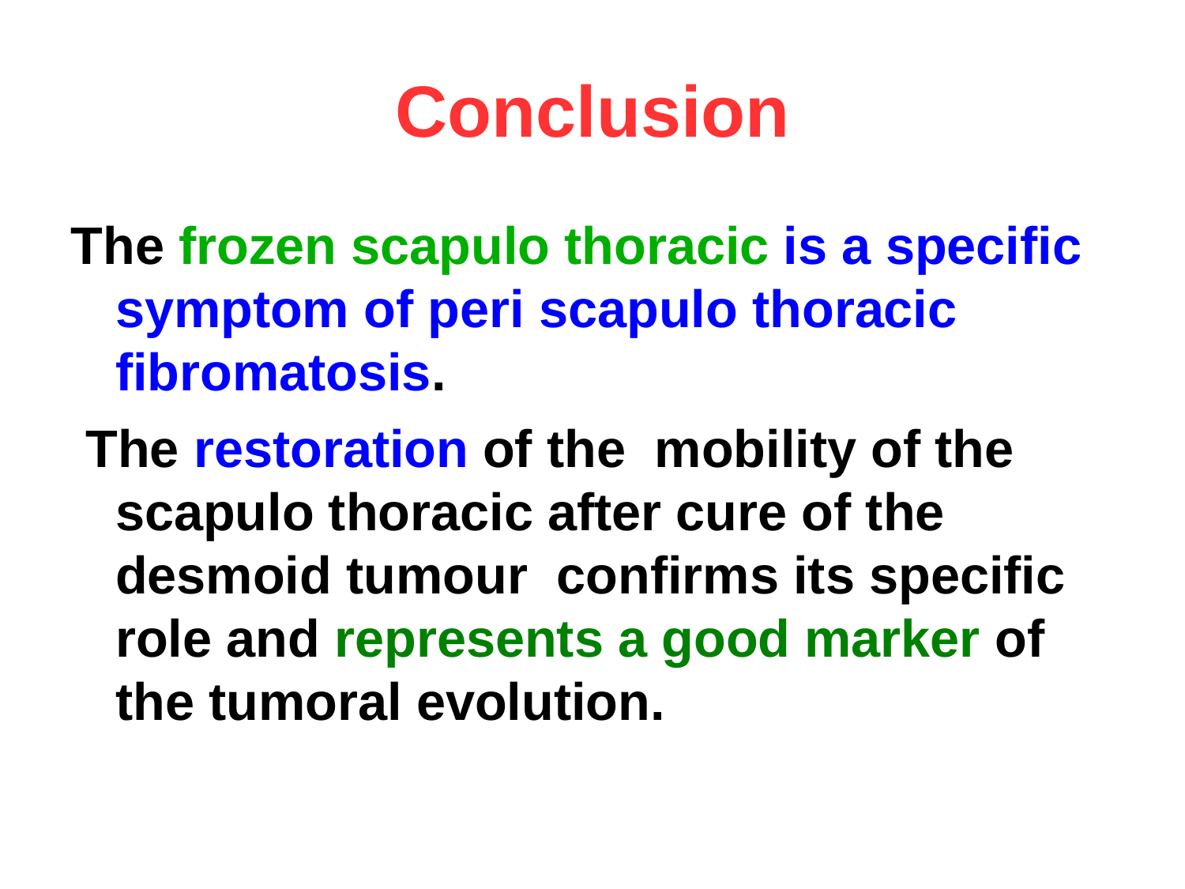# Conclusion

The frozen scapulo thoracic is a specific symptom of peri scapulo thoracic fibromatosis.

The restoration of the mobility of the scapulo thoracic after cure of the desmoid tumour confirms its specific role and represents a good marker of the tumoral evolution.